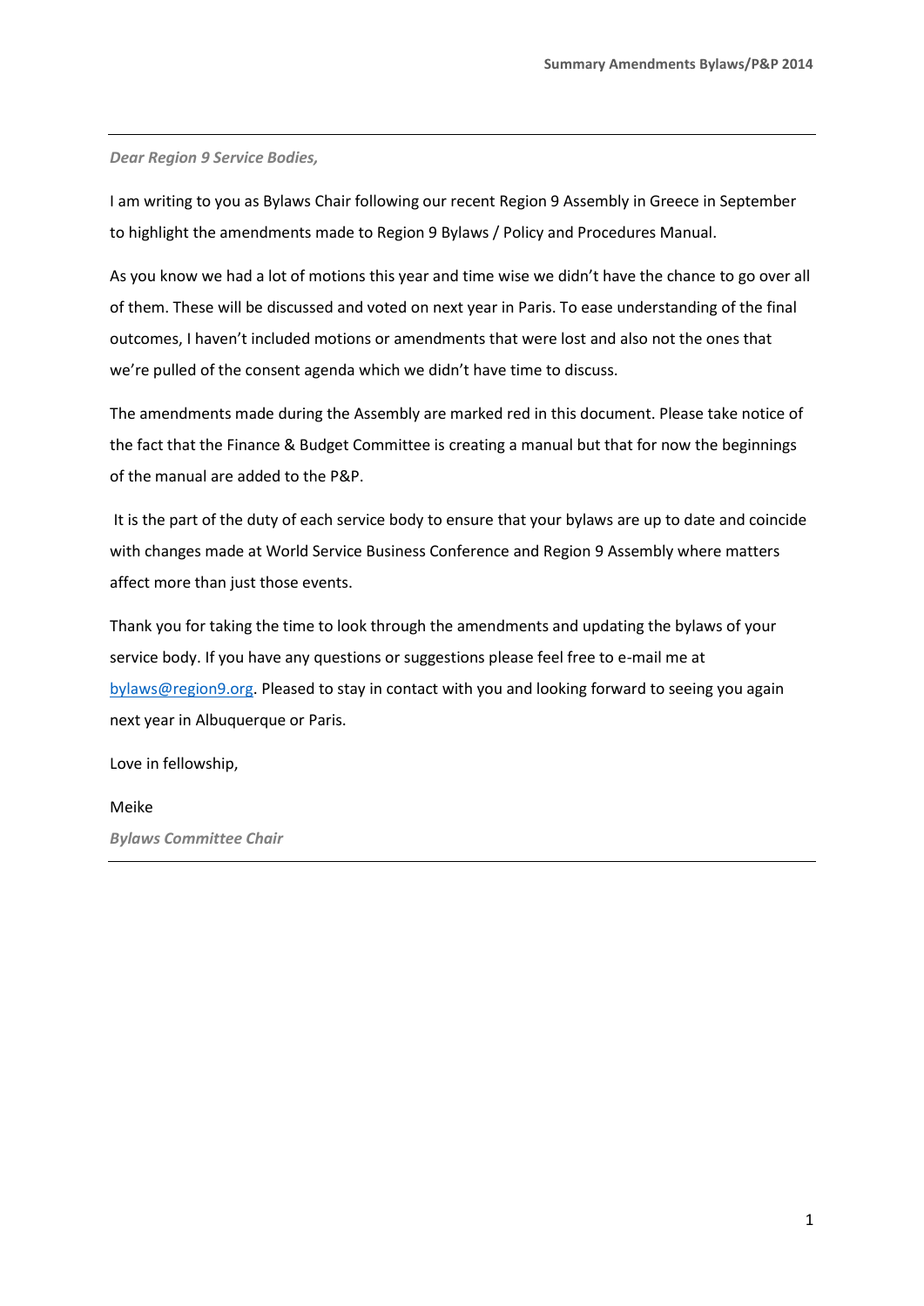*Dear Region 9 Service Bodies,*

I am writing to you as Bylaws Chair following our recent Region 9 Assembly in Greece in September to highlight the amendments made to Region 9 Bylaws / Policy and Procedures Manual.

As you know we had a lot of motions this year and time wise we didn't have the chance to go over all of them. These will be discussed and voted on next year in Paris. To ease understanding of the final outcomes, I haven't included motions or amendments that were lost and also not the ones that we're pulled of the consent agenda which we didn't have time to discuss.

The amendments made during the Assembly are marked red in this document. Please take notice of the fact that the Finance & Budget Committee is creating a manual but that for now the beginnings of the manual are added to the P&P.

It is the part of the duty of each service body to ensure that your bylaws are up to date and coincide with changes made at World Service Business Conference and Region 9 Assembly where matters affect more than just those events.

Thank you for taking the time to look through the amendments and updating the bylaws of your service body. If you have any questions or suggestions please feel free to e-mail me at bylaws@region9.org. Pleased to stay in contact with you and looking forward to seeing you again next year in Albuquerque or Paris.

Love in fellowship,

Meike

***Bylaws Committee Chair***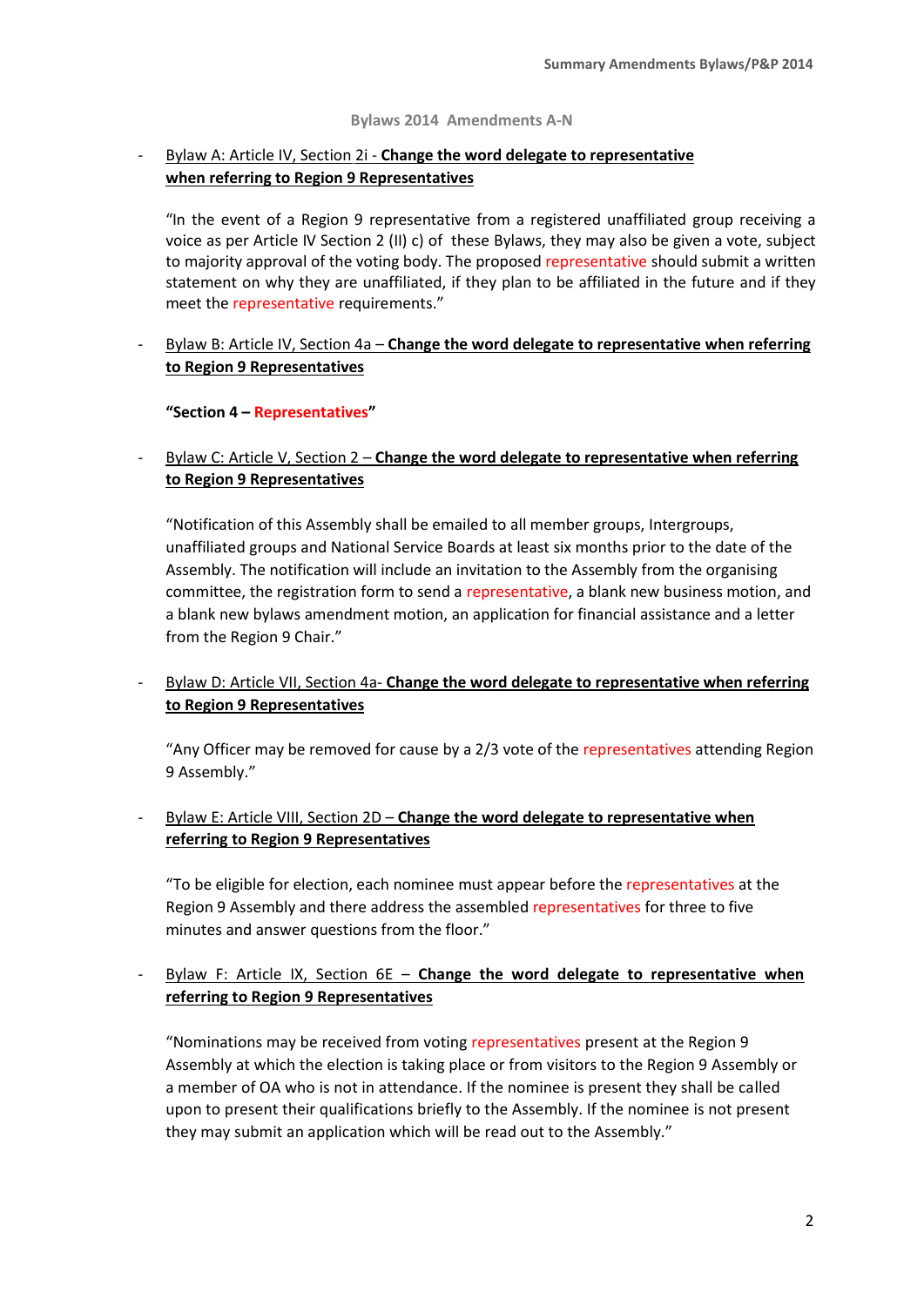## Bylaws 2014 Amendments A-N

- Bylaw A: Article IV, Section 2i - **Change the word delegate to representative when referring to Region 9 Representatives**

  "In the event of a Region 9 representative from a registered unaffiliated group receiving a voice as per Article IV Section 2 (II) c) of these Bylaws, they may also be given a vote, subject to majority approval of the voting body. The proposed representative should submit a written statement on why they are unaffiliated, if they plan to be affiliated in the future and if they meet the representative requirements."

- Bylaw B: Article IV, Section 4a – **Change the word delegate to representative when referring to Region 9 Representatives**

  **"Section 4 – Representatives"**

- Bylaw C: Article V, Section 2 – **Change the word delegate to representative when referring to Region 9 Representatives**

  "Notification of this Assembly shall be emailed to all member groups, Intergroups, unaffiliated groups and National Service Boards at least six months prior to the date of the Assembly. The notification will include an invitation to the Assembly from the organising committee, the registration form to send a representative, a blank new business motion, and a blank new bylaws amendment motion, an application for financial assistance and a letter from the Region 9 Chair."

- Bylaw D: Article VII, Section 4a- **Change the word delegate to representative when referring to Region 9 Representatives**

  "Any Officer may be removed for cause by a 2/3 vote of the representatives attending Region 9 Assembly."

- Bylaw E: Article VIII, Section 2D – **Change the word delegate to representative when referring to Region 9 Representatives**

  "To be eligible for election, each nominee must appear before the representatives at the Region 9 Assembly and there address the assembled representatives for three to five minutes and answer questions from the floor."

- Bylaw F: Article IX, Section 6E – **Change the word delegate to representative when referring to Region 9 Representatives**

  "Nominations may be received from voting representatives present at the Region 9 Assembly at which the election is taking place or from visitors to the Region 9 Assembly or a member of OA who is not in attendance. If the nominee is present they shall be called upon to present their qualifications briefly to the Assembly. If the nominee is not present they may submit an application which will be read out to the Assembly."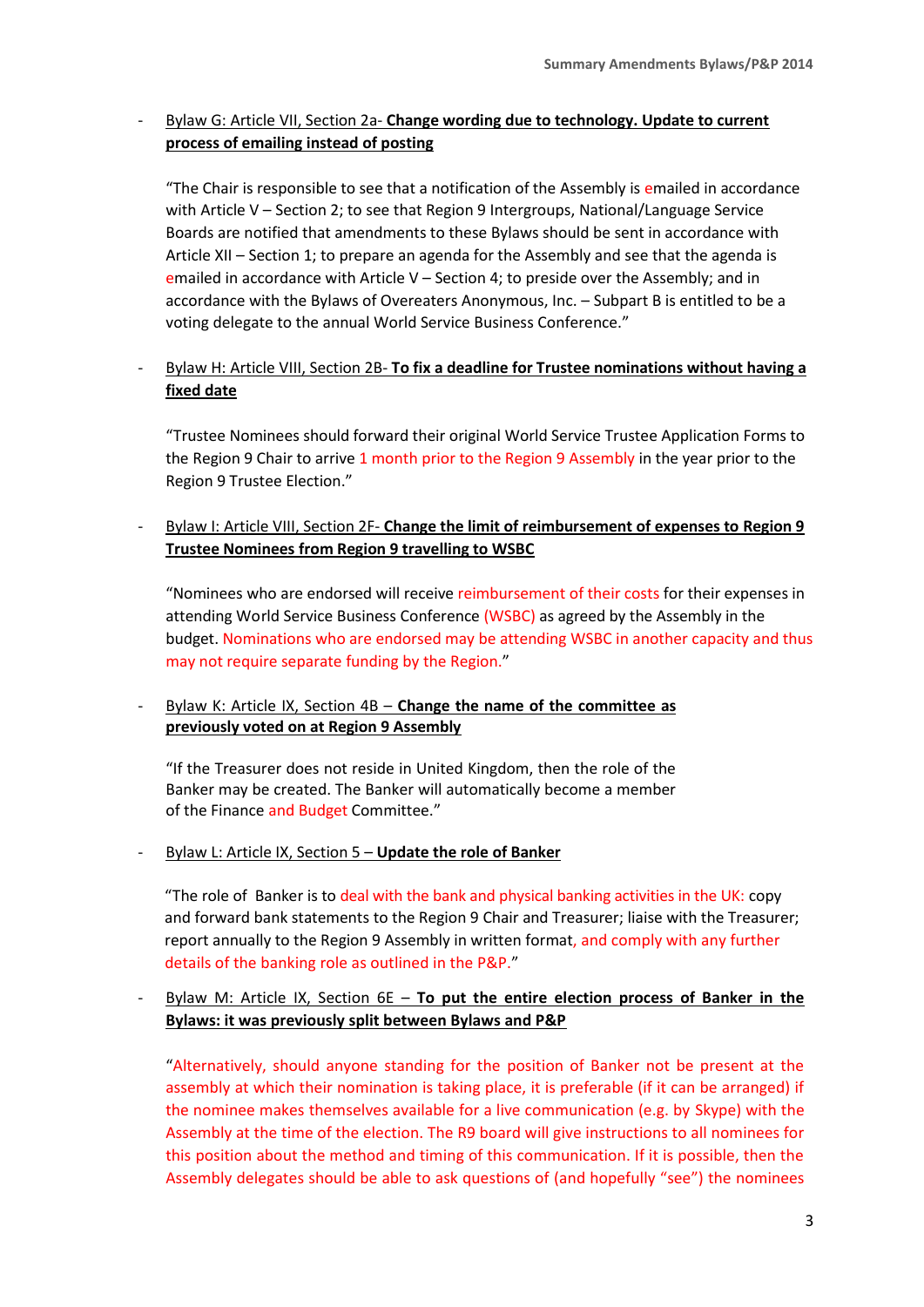- Bylaw G: Article VII, Section 2a- **Change wording due to technology. Update to current process of emailing instead of posting**

  "The Chair is responsible to see that a notification of the Assembly is emailed in accordance with Article V – Section 2; to see that Region 9 Intergroups, National/Language Service Boards are notified that amendments to these Bylaws should be sent in accordance with Article XII – Section 1; to prepare an agenda for the Assembly and see that the agenda is emailed in accordance with Article V – Section 4; to preside over the Assembly; and in accordance with the Bylaws of Overeaters Anonymous, Inc. – Subpart B is entitled to be a voting delegate to the annual World Service Business Conference."

- Bylaw H: Article VIII, Section 2B- **To fix a deadline for Trustee nominations without having a fixed date**

  "Trustee Nominees should forward their original World Service Trustee Application Forms to the Region 9 Chair to arrive 1 month prior to the Region 9 Assembly in the year prior to the Region 9 Trustee Election."

- Bylaw I: Article VIII, Section 2F- **Change the limit of reimbursement of expenses to Region 9 Trustee Nominees from Region 9 travelling to WSBC**

  "Nominees who are endorsed will receive reimbursement of their costs for their expenses in attending World Service Business Conference (WSBC) as agreed by the Assembly in the budget. Nominations who are endorsed may be attending WSBC in another capacity and thus may not require separate funding by the Region."

- Bylaw K: Article IX, Section 4B – **Change the name of the committee as previously voted on at Region 9 Assembly**

  "If the Treasurer does not reside in United Kingdom, then the role of the Banker may be created. The Banker will automatically become a member of the Finance and Budget Committee."

- Bylaw L: Article IX, Section 5 – **Update the role of Banker**

  "The role of Banker is to deal with the bank and physical banking activities in the UK: copy and forward bank statements to the Region 9 Chair and Treasurer; liaise with the Treasurer; report annually to the Region 9 Assembly in written format, and comply with any further details of the banking role as outlined in the P&P."

- Bylaw M: Article IX, Section 6E – **To put the entire election process of Banker in the Bylaws: it was previously split between Bylaws and P&P**

  "Alternatively, should anyone standing for the position of Banker not be present at the assembly at which their nomination is taking place, it is preferable (if it can be arranged) if the nominee makes themselves available for a live communication (e.g. by Skype) with the Assembly at the time of the election. The R9 board will give instructions to all nominees for this position about the method and timing of this communication. If it is possible, then the Assembly delegates should be able to ask questions of (and hopefully "see") the nominees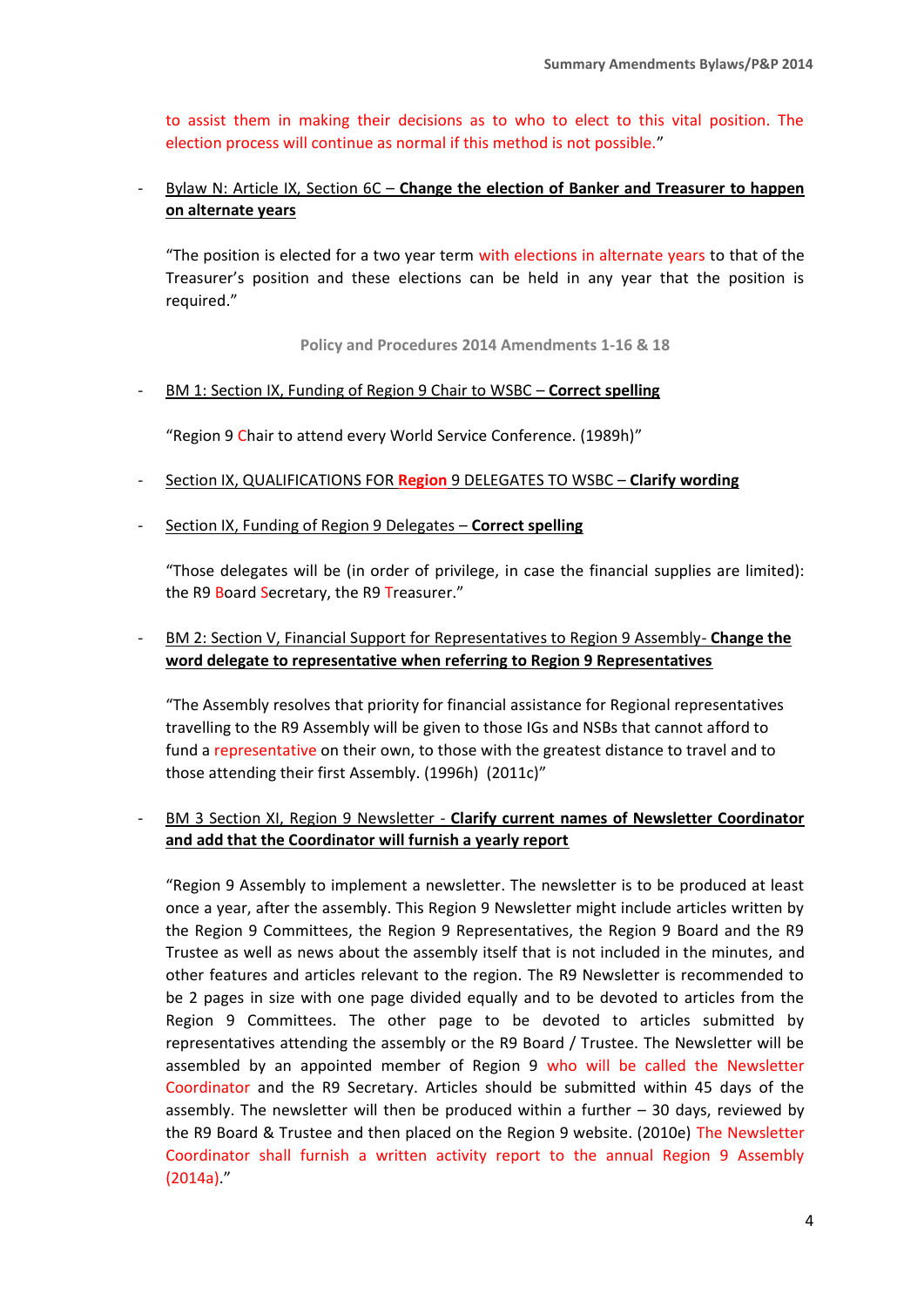to assist them in making their decisions as to who to elect to this vital position. The election process will continue as normal if this method is not possible."

- Bylaw N: Article IX, Section 6C – **Change the election of Banker and Treasurer to happen on alternate years**

  "The position is elected for a two year term with elections in alternate years to that of the Treasurer's position and these elections can be held in any year that the position is required."

**Policy and Procedures 2014 Amendments 1-16 & 18**

- BM 1: Section IX, Funding of Region 9 Chair to WSBC – **Correct spelling**

  "Region 9 Chair to attend every World Service Conference. (1989h)"

- Section IX, QUALIFICATIONS FOR **Region** 9 DELEGATES TO WSBC – **Clarify wording**

- Section IX, Funding of Region 9 Delegates – **Correct spelling**

  "Those delegates will be (in order of privilege, in case the financial supplies are limited): the R9 Board Secretary, the R9 Treasurer."

- BM 2: Section V, Financial Support for Representatives to Region 9 Assembly- **Change the word delegate to representative when referring to Region 9 Representatives**

  "The Assembly resolves that priority for financial assistance for Regional representatives travelling to the R9 Assembly will be given to those IGs and NSBs that cannot afford to fund a representative on their own, to those with the greatest distance to travel and to those attending their first Assembly. (1996h) (2011c)"

- BM 3 Section XI, Region 9 Newsletter - **Clarify current names of Newsletter Coordinator and add that the Coordinator will furnish a yearly report**

  "Region 9 Assembly to implement a newsletter. The newsletter is to be produced at least once a year, after the assembly. This Region 9 Newsletter might include articles written by the Region 9 Committees, the Region 9 Representatives, the Region 9 Board and the R9 Trustee as well as news about the assembly itself that is not included in the minutes, and other features and articles relevant to the region. The R9 Newsletter is recommended to be 2 pages in size with one page divided equally and to be devoted to articles from the Region 9 Committees. The other page to be devoted to articles submitted by representatives attending the assembly or the R9 Board / Trustee. The Newsletter will be assembled by an appointed member of Region 9 who will be called the Newsletter Coordinator and the R9 Secretary. Articles should be submitted within 45 days of the assembly. The newsletter will then be produced within a further – 30 days, reviewed by the R9 Board & Trustee and then placed on the Region 9 website. (2010e) The Newsletter Coordinator shall furnish a written activity report to the annual Region 9 Assembly (2014a)."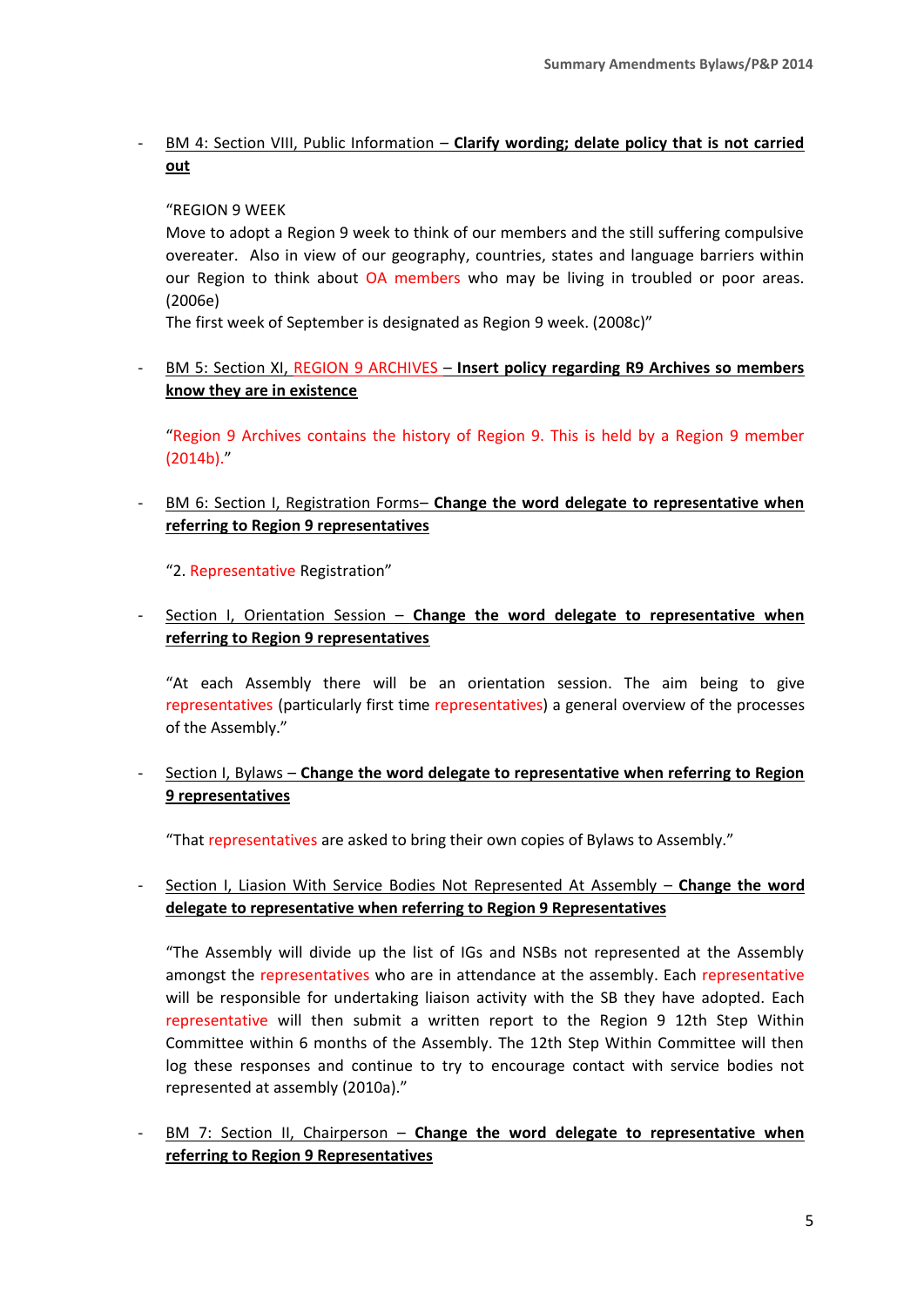- BM 4: Section VIII, Public Information – **Clarify wording; delate policy that is not carried out**

  "REGION 9 WEEK
  Move to adopt a Region 9 week to think of our members and the still suffering compulsive overeater. Also in view of our geography, countries, states and language barriers within our Region to think about OA members who may be living in troubled or poor areas. (2006e)
  The first week of September is designated as Region 9 week. (2008c)"

- BM 5: Section XI, REGION 9 ARCHIVES – **Insert policy regarding R9 Archives so members know they are in existence**

  "Region 9 Archives contains the history of Region 9. This is held by a Region 9 member (2014b)."

- BM 6: Section I, Registration Forms– **Change the word delegate to representative when referring to Region 9 representatives**

  "2. Representative Registration"

- Section I, Orientation Session – **Change the word delegate to representative when referring to Region 9 representatives**

  "At each Assembly there will be an orientation session. The aim being to give representatives (particularly first time representatives) a general overview of the processes of the Assembly."

- Section I, Bylaws – **Change the word delegate to representative when referring to Region 9 representatives**

  "That representatives are asked to bring their own copies of Bylaws to Assembly."

- Section I, Liasion With Service Bodies Not Represented At Assembly – **Change the word delegate to representative when referring to Region 9 Representatives**

  "The Assembly will divide up the list of IGs and NSBs not represented at the Assembly amongst the representatives who are in attendance at the assembly. Each representative will be responsible for undertaking liaison activity with the SB they have adopted. Each representative will then submit a written report to the Region 9 12th Step Within Committee within 6 months of the Assembly. The 12th Step Within Committee will then log these responses and continue to try to encourage contact with service bodies not represented at assembly (2010a)."

- BM 7: Section II, Chairperson – **Change the word delegate to representative when referring to Region 9 Representatives**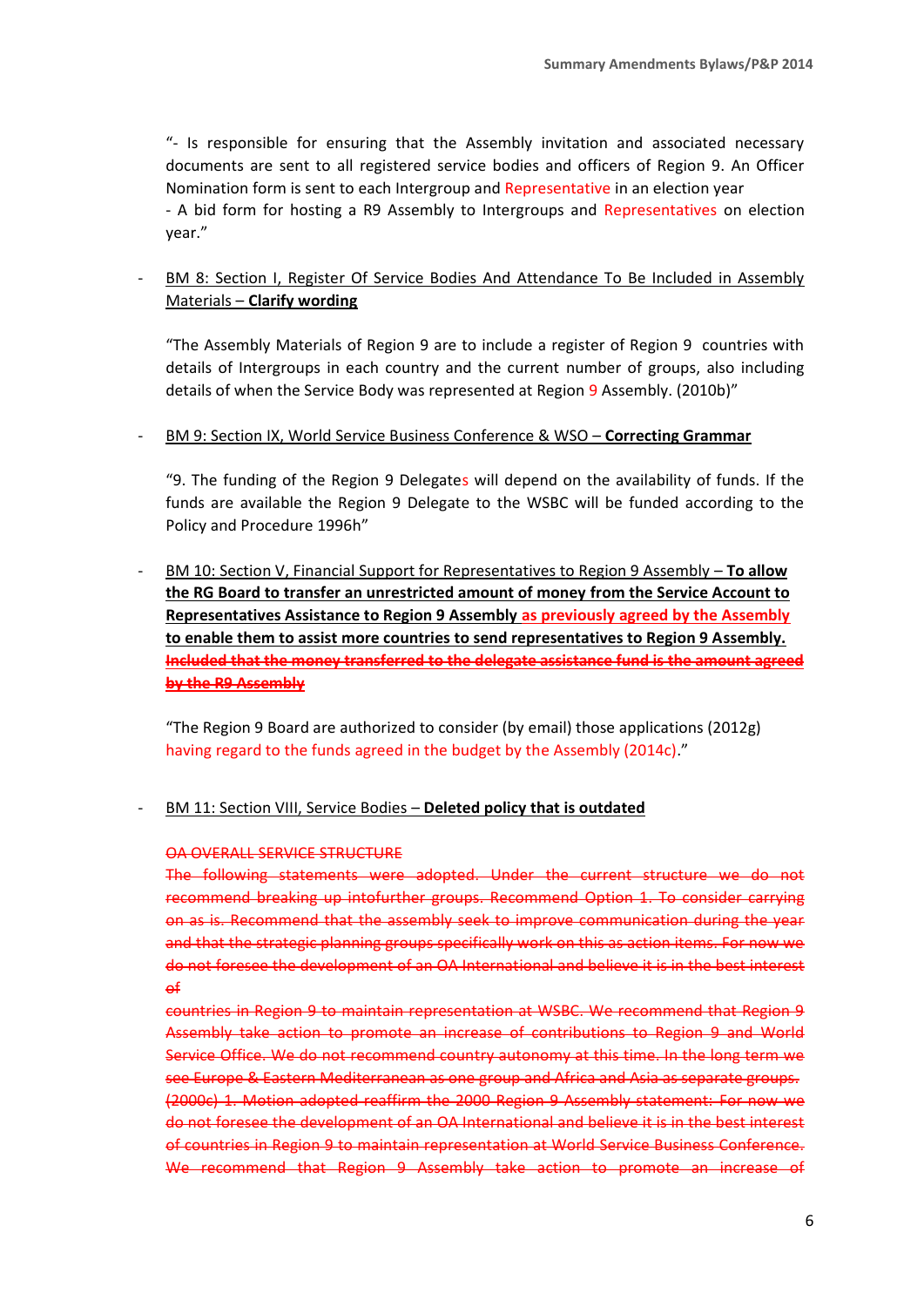"- Is responsible for ensuring that the Assembly invitation and associated necessary documents are sent to all registered service bodies and officers of Region 9. An Officer Nomination form is sent to each Intergroup and Representative in an election year
- A bid form for hosting a R9 Assembly to Intergroups and Representatives on election year."

- BM 8: Section I, Register Of Service Bodies And Attendance To Be Included in Assembly Materials – **Clarify wording**

  "The Assembly Materials of Region 9 are to include a register of Region 9 countries with details of Intergroups in each country and the current number of groups, also including details of when the Service Body was represented at Region 9 Assembly. (2010b)"

- BM 9: Section IX, World Service Business Conference & WSO – **Correcting Grammar**

  "9. The funding of the Region 9 Delegates will depend on the availability of funds. If the funds are available the Region 9 Delegate to the WSBC will be funded according to the Policy and Procedure 1996h"

- BM 10: Section V, Financial Support for Representatives to Region 9 Assembly – **To allow the RG Board to transfer an unrestricted amount of money from the Service Account to Representatives Assistance to Region 9 Assembly as previously agreed by the Assembly to enable them to assist more countries to send representatives to Region 9 Assembly.** ~~**Included that the money transferred to the delegate assistance fund is the amount agreed by the R9 Assembly**~~

  "The Region 9 Board are authorized to consider (by email) those applications (2012g) having regard to the funds agreed in the budget by the Assembly (2014c)."

- BM 11: Section VIII, Service Bodies – **Deleted policy that is outdated**

  ~~OA OVERALL SERVICE STRUCTURE~~
  ~~The following statements were adopted. Under the current structure we do not recommend breaking up intofurther groups. Recommend Option 1. To consider carrying on as is. Recommend that the assembly seek to improve communication during the year and that the strategic planning groups specifically work on this as action items. For now we do not foresee the development of an OA International and believe it is in the best interest of~~
  ~~countries in Region 9 to maintain representation at WSBC. We recommend that Region 9 Assembly take action to promote an increase of contributions to Region 9 and World Service Office. We do not recommend country autonomy at this time. In the long term we see Europe & Eastern Mediterranean as one group and Africa and Asia as separate groups. (2000c) 1. Motion adopted reaffirm the 2000 Region 9 Assembly statement: For now we do not foresee the development of an OA International and believe it is in the best interest of countries in Region 9 to maintain representation at World Service Business Conference. We recommend that Region 9 Assembly take action to promote an increase of~~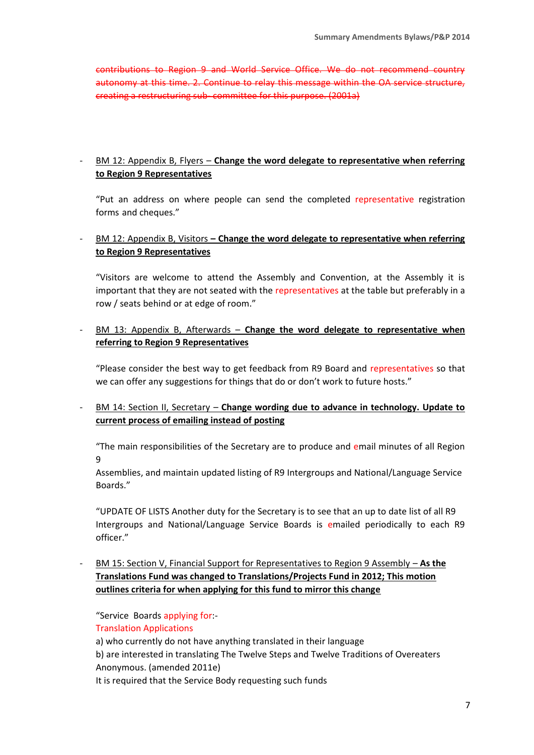~~contributions to Region 9 and World Service Office. We do not recommend country autonomy at this time. 2. Continue to relay this message within the OA service structure, creating a restructuring sub- committee for this purpose. (2001a)~~

- BM 12: Appendix B, Flyers – **Change the word delegate to representative when referring to Region 9 Representatives**

  "Put an address on where people can send the completed representative registration forms and cheques."

- BM 12: Appendix B, Visitors **– Change the word delegate to representative when referring to Region 9 Representatives**

  "Visitors are welcome to attend the Assembly and Convention, at the Assembly it is important that they are not seated with the representatives at the table but preferably in a row / seats behind or at edge of room."

- BM 13: Appendix B, Afterwards – **Change the word delegate to representative when referring to Region 9 Representatives**

  "Please consider the best way to get feedback from R9 Board and representatives so that we can offer any suggestions for things that do or don't work to future hosts."

- BM 14: Section II, Secretary – **Change wording due to advance in technology. Update to current process of emailing instead of posting**

  "The main responsibilities of the Secretary are to produce and email minutes of all Region 9
  Assemblies, and maintain updated listing of R9 Intergroups and National/Language Service Boards."

  "UPDATE OF LISTS Another duty for the Secretary is to see that an up to date list of all R9 Intergroups and National/Language Service Boards is emailed periodically to each R9 officer."

- BM 15: Section V, Financial Support for Representatives to Region 9 Assembly – **As the Translations Fund was changed to Translations/Projects Fund in 2012; This motion outlines criteria for when applying for this fund to mirror this change**

  "Service Boards applying for:-
  Translation Applications
  a) who currently do not have anything translated in their language
  b) are interested in translating The Twelve Steps and Twelve Traditions of Overeaters Anonymous. (amended 2011e)
  It is required that the Service Body requesting such funds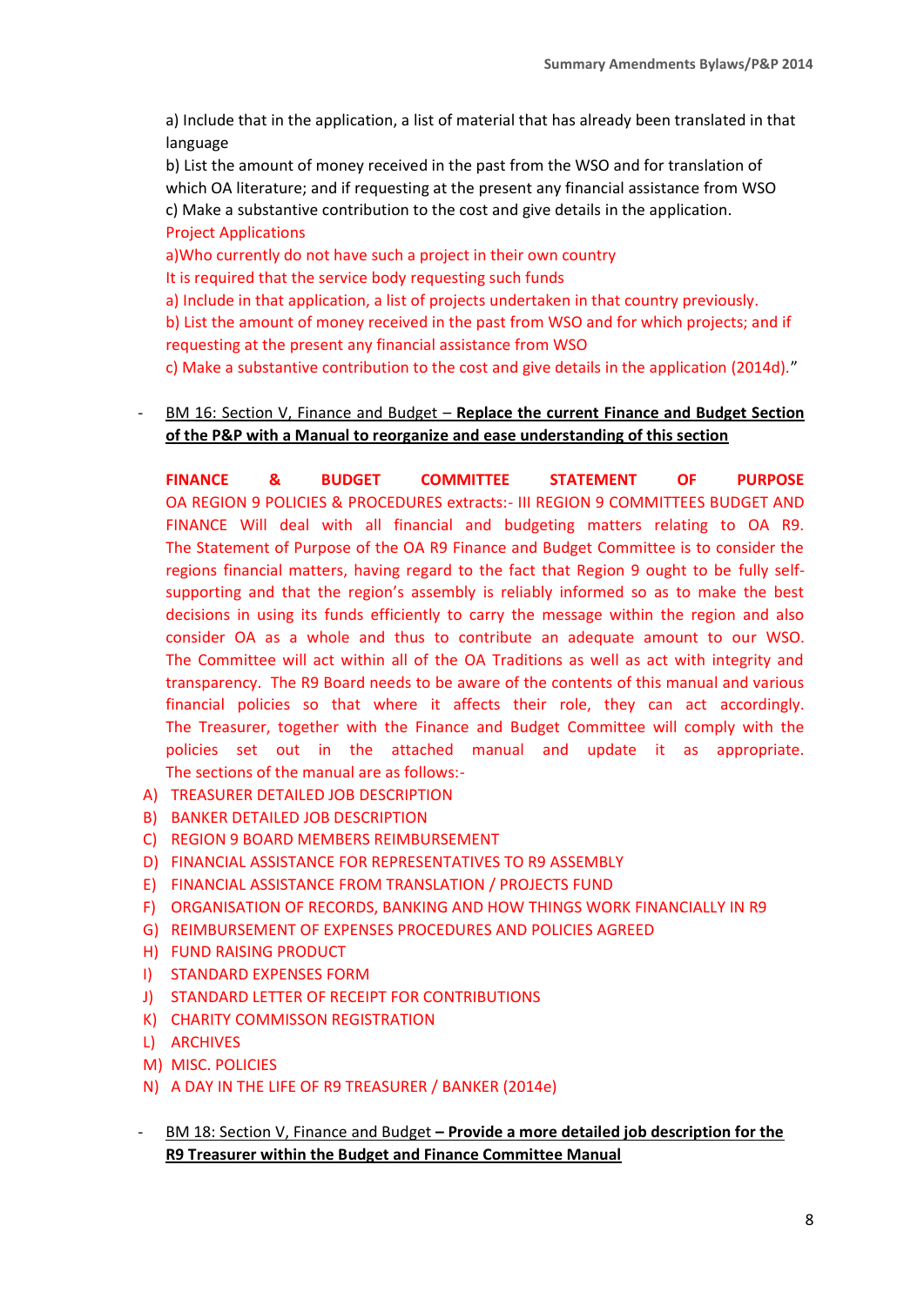a) Include that in the application, a list of material that has already been translated in that language

b) List the amount of money received in the past from the WSO and for translation of which OA literature; and if requesting at the present any financial assistance from WSO

c) Make a substantive contribution to the cost and give details in the application.

Project Applications

a)Who currently do not have such a project in their own country

It is required that the service body requesting such funds

a) Include in that application, a list of projects undertaken in that country previously.

b) List the amount of money received in the past from WSO and for which projects; and if requesting at the present any financial assistance from WSO

c) Make a substantive contribution to the cost and give details in the application (2014d)."

- BM 16: Section V, Finance and Budget – **Replace the current Finance and Budget Section of the P&P with a Manual to reorganize and ease understanding of this section**

  **FINANCE & BUDGET COMMITTEE STATEMENT OF PURPOSE** OA REGION 9 POLICIES & PROCEDURES extracts:- III REGION 9 COMMITTEES BUDGET AND FINANCE Will deal with all financial and budgeting matters relating to OA R9. The Statement of Purpose of the OA R9 Finance and Budget Committee is to consider the regions financial matters, having regard to the fact that Region 9 ought to be fully self-supporting and that the region's assembly is reliably informed so as to make the best decisions in using its funds efficiently to carry the message within the region and also consider OA as a whole and thus to contribute an adequate amount to our WSO. The Committee will act within all of the OA Traditions as well as act with integrity and transparency. The R9 Board needs to be aware of the contents of this manual and various financial policies so that where it affects their role, they can act accordingly. The Treasurer, together with the Finance and Budget Committee will comply with the policies set out in the attached manual and update it as appropriate. The sections of the manual are as follows:-

A) TREASURER DETAILED JOB DESCRIPTION
B) BANKER DETAILED JOB DESCRIPTION
C) REGION 9 BOARD MEMBERS REIMBURSEMENT
D) FINANCIAL ASSISTANCE FOR REPRESENTATIVES TO R9 ASSEMBLY
E) FINANCIAL ASSISTANCE FROM TRANSLATION / PROJECTS FUND
F) ORGANISATION OF RECORDS, BANKING AND HOW THINGS WORK FINANCIALLY IN R9
G) REIMBURSEMENT OF EXPENSES PROCEDURES AND POLICIES AGREED
H) FUND RAISING PRODUCT
I) STANDARD EXPENSES FORM
J) STANDARD LETTER OF RECEIPT FOR CONTRIBUTIONS
K) CHARITY COMMISSON REGISTRATION
L) ARCHIVES
M) MISC. POLICIES
N) A DAY IN THE LIFE OF R9 TREASURER / BANKER (2014e)

- BM 18: Section V, Finance and Budget **– Provide a more detailed job description for the R9 Treasurer within the Budget and Finance Committee Manual**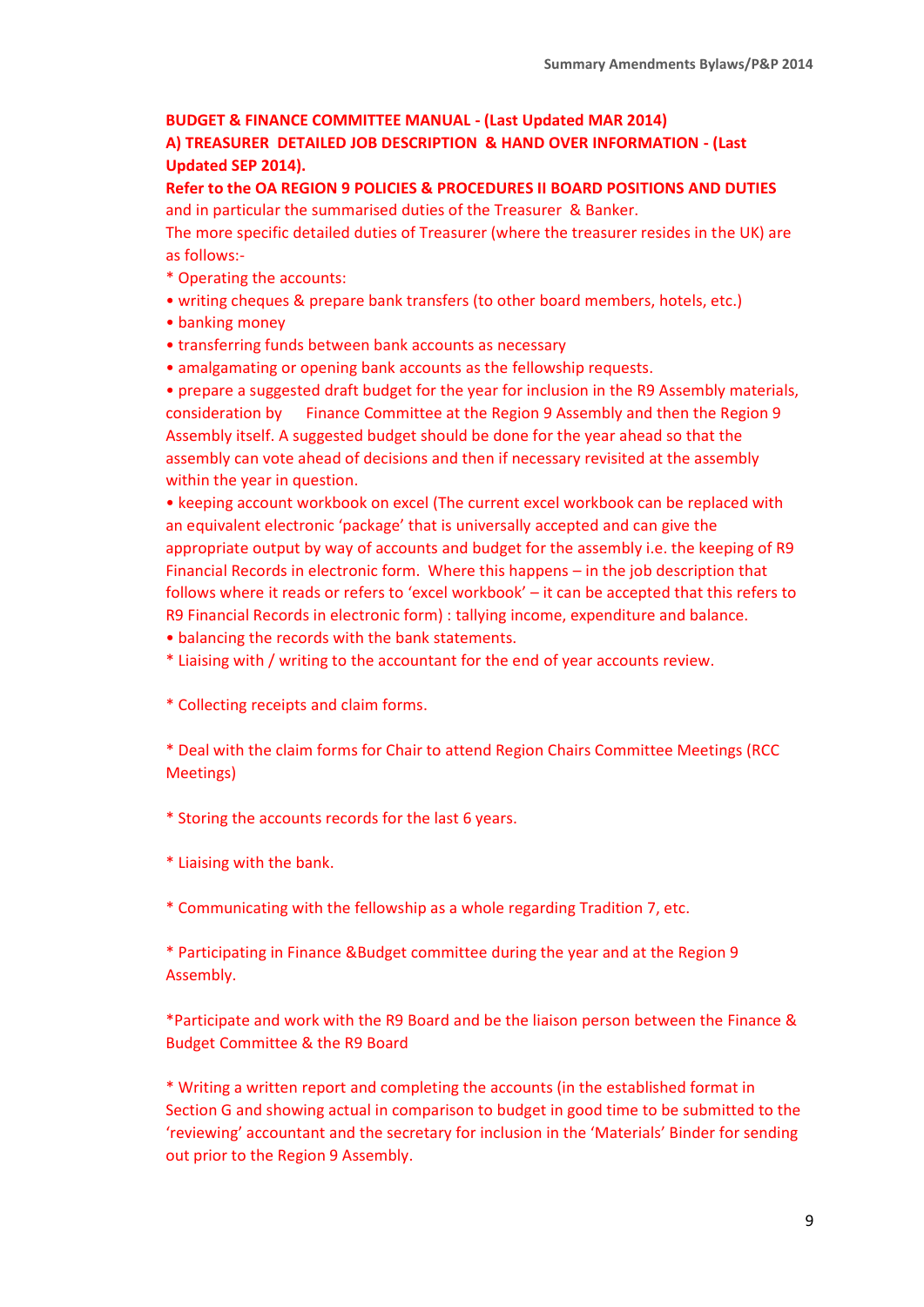**BUDGET & FINANCE COMMITTEE MANUAL - (Last Updated MAR 2014)**

**A) TREASURER DETAILED JOB DESCRIPTION & HAND OVER INFORMATION - (Last Updated SEP 2014).**

**Refer to the OA REGION 9 POLICIES & PROCEDURES II BOARD POSITIONS AND DUTIES** and in particular the summarised duties of the Treasurer & Banker.

The more specific detailed duties of Treasurer (where the treasurer resides in the UK) are as follows:-

* Operating the accounts:

• writing cheques & prepare bank transfers (to other board members, hotels, etc.)

• banking money

• transferring funds between bank accounts as necessary

• amalgamating or opening bank accounts as the fellowship requests.

• prepare a suggested draft budget for the year for inclusion in the R9 Assembly materials, consideration by Finance Committee at the Region 9 Assembly and then the Region 9 Assembly itself. A suggested budget should be done for the year ahead so that the assembly can vote ahead of decisions and then if necessary revisited at the assembly within the year in question.

• keeping account workbook on excel (The current excel workbook can be replaced with an equivalent electronic 'package' that is universally accepted and can give the appropriate output by way of accounts and budget for the assembly i.e. the keeping of R9 Financial Records in electronic form. Where this happens – in the job description that follows where it reads or refers to 'excel workbook' – it can be accepted that this refers to R9 Financial Records in electronic form) : tallying income, expenditure and balance.

• balancing the records with the bank statements.

* Liaising with / writing to the accountant for the end of year accounts review.

* Collecting receipts and claim forms.

* Deal with the claim forms for Chair to attend Region Chairs Committee Meetings (RCC Meetings)

* Storing the accounts records for the last 6 years.

* Liaising with the bank.

* Communicating with the fellowship as a whole regarding Tradition 7, etc.

* Participating in Finance &Budget committee during the year and at the Region 9 Assembly.

*Participate and work with the R9 Board and be the liaison person between the Finance & Budget Committee & the R9 Board

* Writing a written report and completing the accounts (in the established format in Section G and showing actual in comparison to budget in good time to be submitted to the 'reviewing' accountant and the secretary for inclusion in the 'Materials' Binder for sending out prior to the Region 9 Assembly.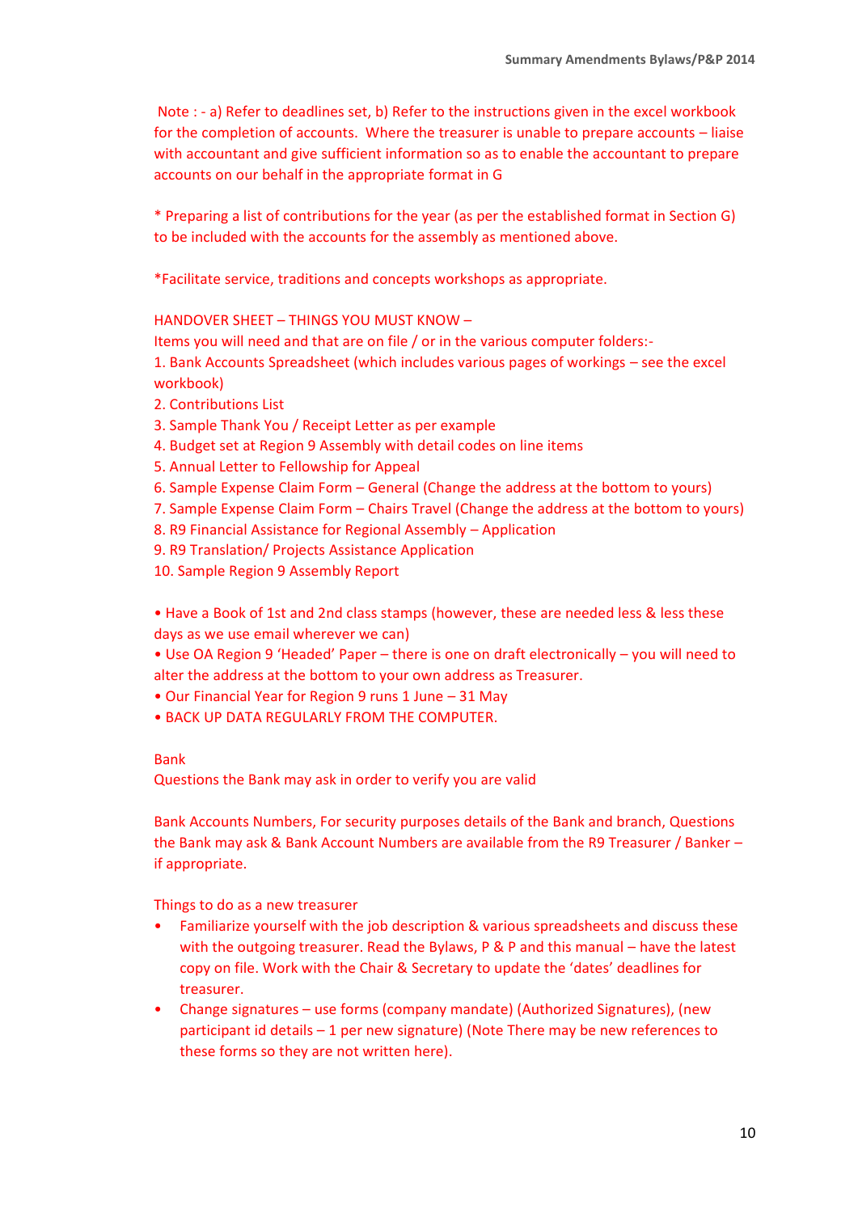Note : - a) Refer to deadlines set, b) Refer to the instructions given in the excel workbook for the completion of accounts. Where the treasurer is unable to prepare accounts – liaise with accountant and give sufficient information so as to enable the accountant to prepare accounts on our behalf in the appropriate format in G

* Preparing a list of contributions for the year (as per the established format in Section G) to be included with the accounts for the assembly as mentioned above.

*Facilitate service, traditions and concepts workshops as appropriate.

HANDOVER SHEET – THINGS YOU MUST KNOW –

Items you will need and that are on file / or in the various computer folders:-

1. Bank Accounts Spreadsheet (which includes various pages of workings – see the excel workbook)
2. Contributions List
3. Sample Thank You / Receipt Letter as per example
4. Budget set at Region 9 Assembly with detail codes on line items
5. Annual Letter to Fellowship for Appeal
6. Sample Expense Claim Form – General (Change the address at the bottom to yours)
7. Sample Expense Claim Form – Chairs Travel (Change the address at the bottom to yours)
8. R9 Financial Assistance for Regional Assembly – Application
9. R9 Translation/ Projects Assistance Application
10. Sample Region 9 Assembly Report

- Have a Book of 1st and 2nd class stamps (however, these are needed less & less these days as we use email wherever we can)
- Use OA Region 9 'Headed' Paper – there is one on draft electronically – you will need to alter the address at the bottom to your own address as Treasurer.
- Our Financial Year for Region 9 runs 1 June – 31 May
- BACK UP DATA REGULARLY FROM THE COMPUTER.

Bank

Questions the Bank may ask in order to verify you are valid

Bank Accounts Numbers, For security purposes details of the Bank and branch, Questions the Bank may ask & Bank Account Numbers are available from the R9 Treasurer / Banker – if appropriate.

Things to do as a new treasurer

- Familiarize yourself with the job description & various spreadsheets and discuss these with the outgoing treasurer. Read the Bylaws, P & P and this manual – have the latest copy on file. Work with the Chair & Secretary to update the 'dates' deadlines for treasurer.
- Change signatures – use forms (company mandate) (Authorized Signatures), (new participant id details – 1 per new signature) (Note There may be new references to these forms so they are not written here).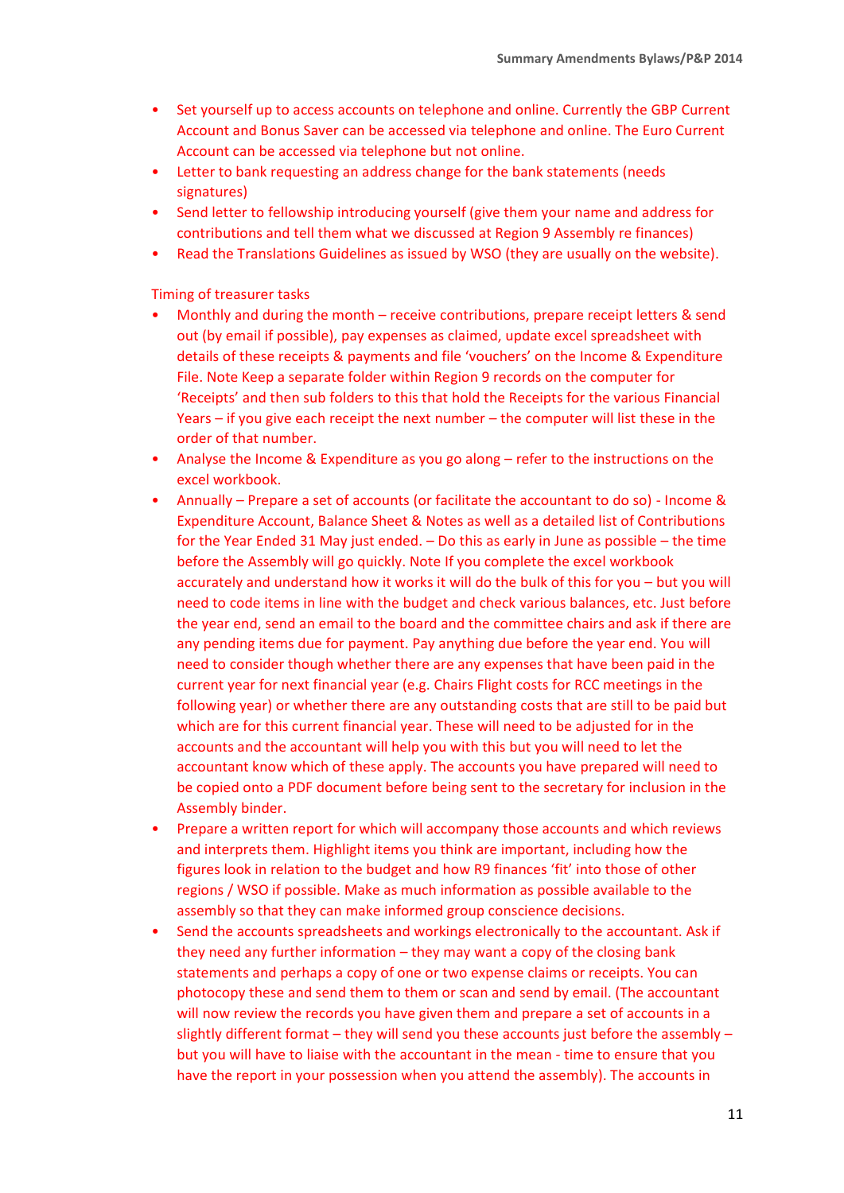- Set yourself up to access accounts on telephone and online. Currently the GBP Current Account and Bonus Saver can be accessed via telephone and online. The Euro Current Account can be accessed via telephone but not online.
- Letter to bank requesting an address change for the bank statements (needs signatures)
- Send letter to fellowship introducing yourself (give them your name and address for contributions and tell them what we discussed at Region 9 Assembly re finances)
- Read the Translations Guidelines as issued by WSO (they are usually on the website).

Timing of treasurer tasks

- Monthly and during the month – receive contributions, prepare receipt letters & send out (by email if possible), pay expenses as claimed, update excel spreadsheet with details of these receipts & payments and file 'vouchers' on the Income & Expenditure File. Note Keep a separate folder within Region 9 records on the computer for 'Receipts' and then sub folders to this that hold the Receipts for the various Financial Years – if you give each receipt the next number – the computer will list these in the order of that number.
- Analyse the Income & Expenditure as you go along – refer to the instructions on the excel workbook.
- Annually – Prepare a set of accounts (or facilitate the accountant to do so) - Income & Expenditure Account, Balance Sheet & Notes as well as a detailed list of Contributions for the Year Ended 31 May just ended. – Do this as early in June as possible – the time before the Assembly will go quickly. Note If you complete the excel workbook accurately and understand how it works it will do the bulk of this for you – but you will need to code items in line with the budget and check various balances, etc. Just before the year end, send an email to the board and the committee chairs and ask if there are any pending items due for payment. Pay anything due before the year end. You will need to consider though whether there are any expenses that have been paid in the current year for next financial year (e.g. Chairs Flight costs for RCC meetings in the following year) or whether there are any outstanding costs that are still to be paid but which are for this current financial year. These will need to be adjusted for in the accounts and the accountant will help you with this but you will need to let the accountant know which of these apply. The accounts you have prepared will need to be copied onto a PDF document before being sent to the secretary for inclusion in the Assembly binder.
- Prepare a written report for which will accompany those accounts and which reviews and interprets them. Highlight items you think are important, including how the figures look in relation to the budget and how R9 finances 'fit' into those of other regions / WSO if possible. Make as much information as possible available to the assembly so that they can make informed group conscience decisions.
- Send the accounts spreadsheets and workings electronically to the accountant. Ask if they need any further information – they may want a copy of the closing bank statements and perhaps a copy of one or two expense claims or receipts. You can photocopy these and send them to them or scan and send by email. (The accountant will now review the records you have given them and prepare a set of accounts in a slightly different format – they will send you these accounts just before the assembly – but you will have to liaise with the accountant in the mean - time to ensure that you have the report in your possession when you attend the assembly). The accounts in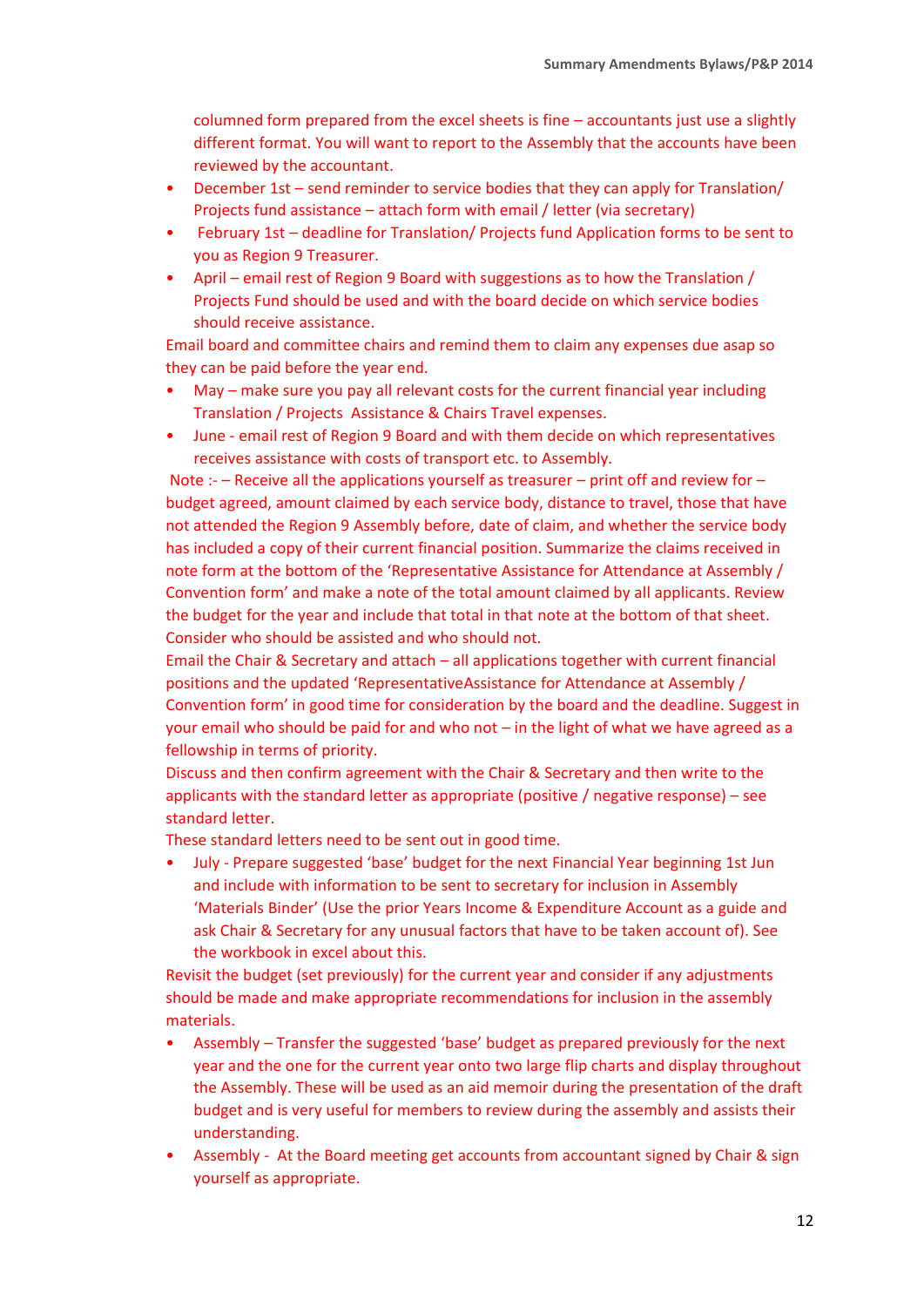columned form prepared from the excel sheets is fine – accountants just use a slightly different format. You will want to report to the Assembly that the accounts have been reviewed by the accountant.

- December 1st – send reminder to service bodies that they can apply for Translation/ Projects fund assistance – attach form with email / letter (via secretary)
- February 1st – deadline for Translation/ Projects fund Application forms to be sent to you as Region 9 Treasurer.
- April – email rest of Region 9 Board with suggestions as to how the Translation / Projects Fund should be used and with the board decide on which service bodies should receive assistance.

Email board and committee chairs and remind them to claim any expenses due asap so they can be paid before the year end.

- May – make sure you pay all relevant costs for the current financial year including Translation / Projects Assistance & Chairs Travel expenses.
- June - email rest of Region 9 Board and with them decide on which representatives receives assistance with costs of transport etc. to Assembly.

Note :- – Receive all the applications yourself as treasurer – print off and review for – budget agreed, amount claimed by each service body, distance to travel, those that have not attended the Region 9 Assembly before, date of claim, and whether the service body has included a copy of their current financial position. Summarize the claims received in note form at the bottom of the 'Representative Assistance for Attendance at Assembly / Convention form' and make a note of the total amount claimed by all applicants. Review the budget for the year and include that total in that note at the bottom of that sheet. Consider who should be assisted and who should not.

Email the Chair & Secretary and attach – all applications together with current financial positions and the updated 'RepresentativeAssistance for Attendance at Assembly / Convention form' in good time for consideration by the board and the deadline. Suggest in your email who should be paid for and who not – in the light of what we have agreed as a fellowship in terms of priority.

Discuss and then confirm agreement with the Chair & Secretary and then write to the applicants with the standard letter as appropriate (positive / negative response) – see standard letter.

These standard letters need to be sent out in good time.

- July - Prepare suggested 'base' budget for the next Financial Year beginning 1st Jun and include with information to be sent to secretary for inclusion in Assembly 'Materials Binder' (Use the prior Years Income & Expenditure Account as a guide and ask Chair & Secretary for any unusual factors that have to be taken account of). See the workbook in excel about this.

Revisit the budget (set previously) for the current year and consider if any adjustments should be made and make appropriate recommendations for inclusion in the assembly materials.

- Assembly – Transfer the suggested 'base' budget as prepared previously for the next year and the one for the current year onto two large flip charts and display throughout the Assembly. These will be used as an aid memoir during the presentation of the draft budget and is very useful for members to review during the assembly and assists their understanding.
- Assembly - At the Board meeting get accounts from accountant signed by Chair & sign yourself as appropriate.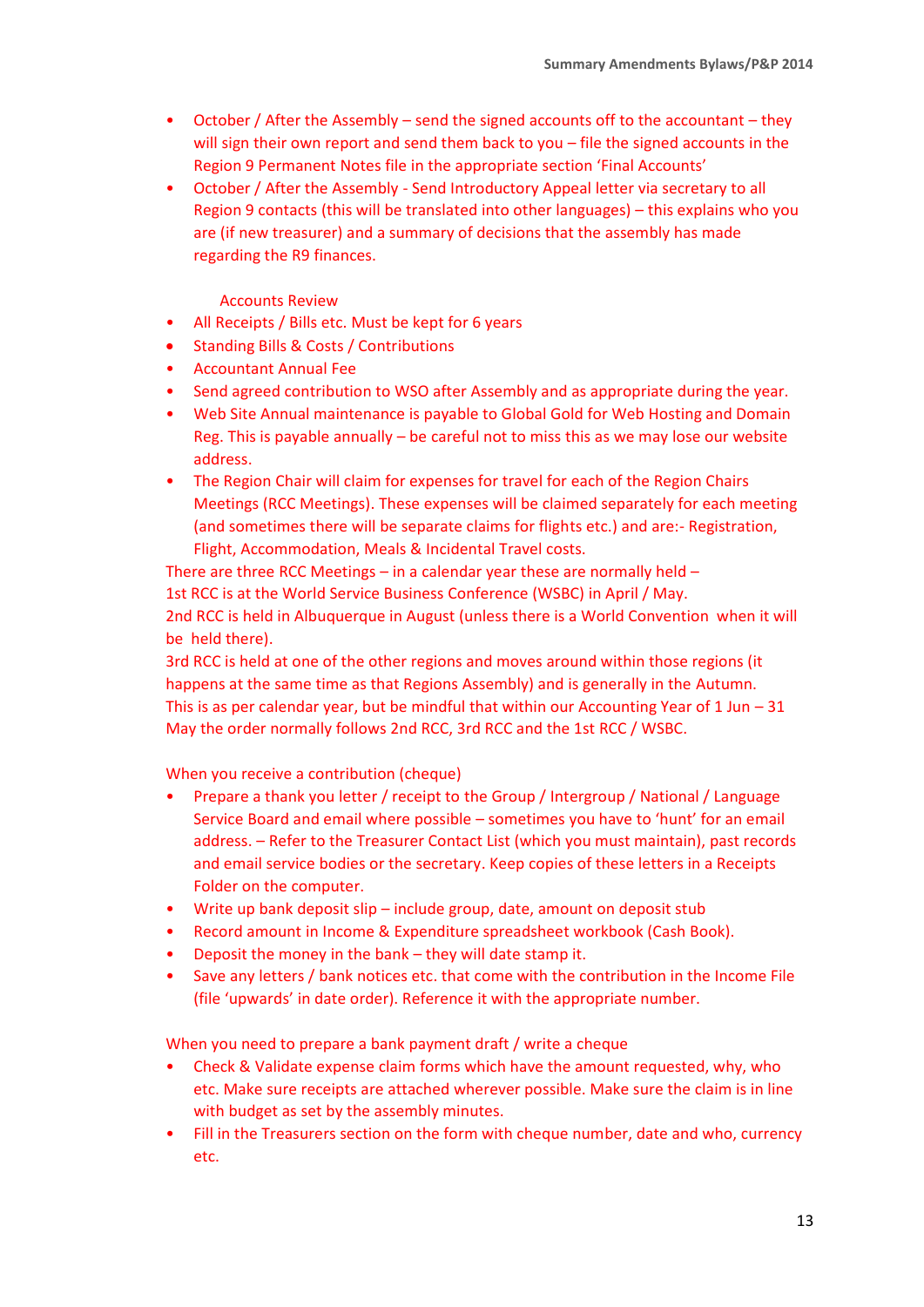- October / After the Assembly – send the signed accounts off to the accountant – they will sign their own report and send them back to you – file the signed accounts in the Region 9 Permanent Notes file in the appropriate section 'Final Accounts'
- October / After the Assembly - Send Introductory Appeal letter via secretary to all Region 9 contacts (this will be translated into other languages) – this explains who you are (if new treasurer) and a summary of decisions that the assembly has made regarding the R9 finances.

Accounts Review

- All Receipts / Bills etc. Must be kept for 6 years
- Standing Bills & Costs / Contributions
- Accountant Annual Fee
- Send agreed contribution to WSO after Assembly and as appropriate during the year.
- Web Site Annual maintenance is payable to Global Gold for Web Hosting and Domain Reg. This is payable annually – be careful not to miss this as we may lose our website address.
- The Region Chair will claim for expenses for travel for each of the Region Chairs Meetings (RCC Meetings). These expenses will be claimed separately for each meeting (and sometimes there will be separate claims for flights etc.) and are:- Registration, Flight, Accommodation, Meals & Incidental Travel costs.

There are three RCC Meetings – in a calendar year these are normally held –
1st RCC is at the World Service Business Conference (WSBC) in April / May.
2nd RCC is held in Albuquerque in August (unless there is a World Convention when it will be held there).
3rd RCC is held at one of the other regions and moves around within those regions (it happens at the same time as that Regions Assembly) and is generally in the Autumn.
This is as per calendar year, but be mindful that within our Accounting Year of 1 Jun – 31 May the order normally follows 2nd RCC, 3rd RCC and the 1st RCC / WSBC.

When you receive a contribution (cheque)

- Prepare a thank you letter / receipt to the Group / Intergroup / National / Language Service Board and email where possible – sometimes you have to 'hunt' for an email address. – Refer to the Treasurer Contact List (which you must maintain), past records and email service bodies or the secretary. Keep copies of these letters in a Receipts Folder on the computer.
- Write up bank deposit slip – include group, date, amount on deposit stub
- Record amount in Income & Expenditure spreadsheet workbook (Cash Book).
- Deposit the money in the bank – they will date stamp it.
- Save any letters / bank notices etc. that come with the contribution in the Income File (file 'upwards' in date order). Reference it with the appropriate number.

When you need to prepare a bank payment draft / write a cheque

- Check & Validate expense claim forms which have the amount requested, why, who etc. Make sure receipts are attached wherever possible. Make sure the claim is in line with budget as set by the assembly minutes.
- Fill in the Treasurers section on the form with cheque number, date and who, currency etc.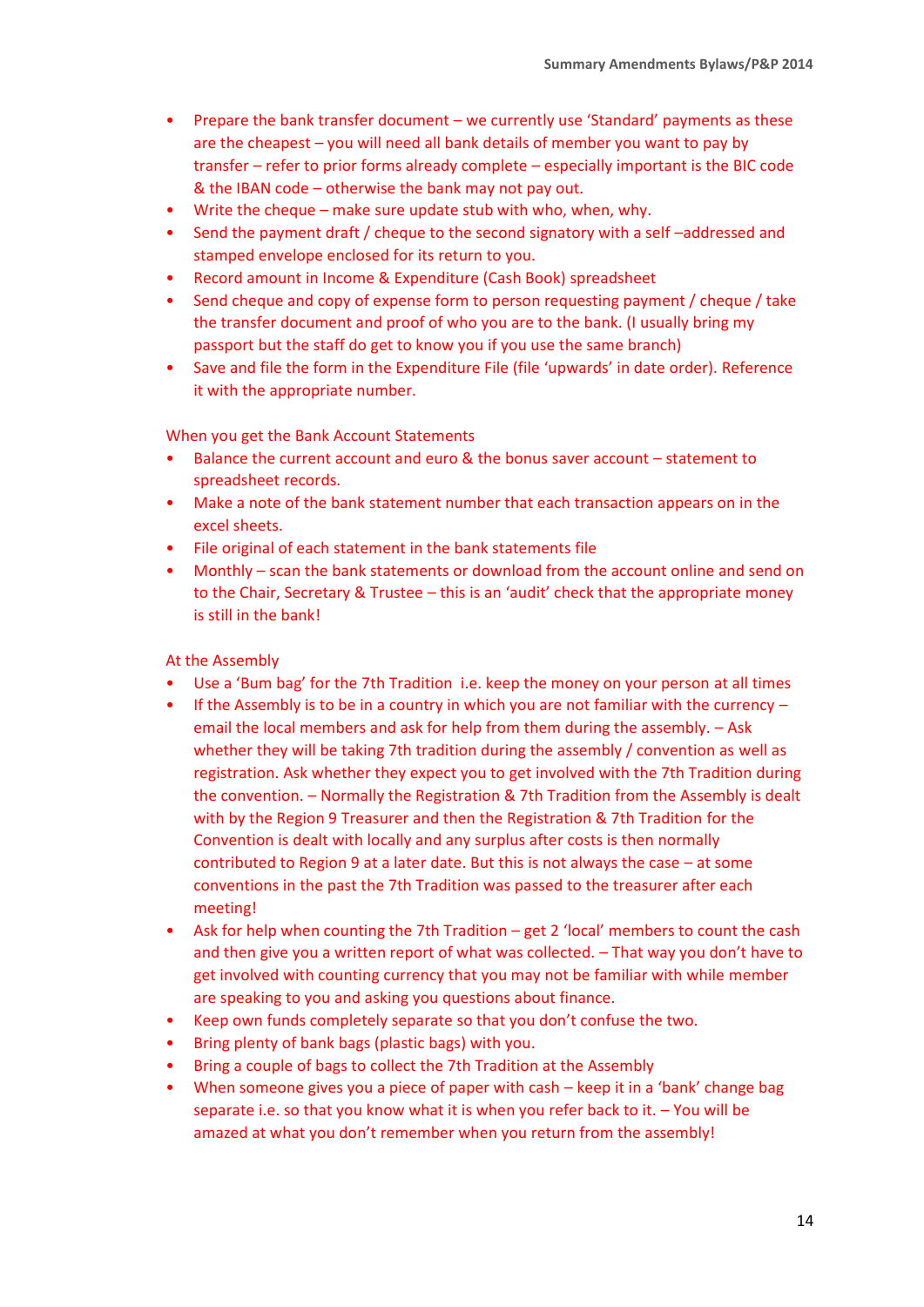- Prepare the bank transfer document – we currently use 'Standard' payments as these are the cheapest – you will need all bank details of member you want to pay by transfer – refer to prior forms already complete – especially important is the BIC code & the IBAN code – otherwise the bank may not pay out.
- Write the cheque – make sure update stub with who, when, why.
- Send the payment draft / cheque to the second signatory with a self –addressed and stamped envelope enclosed for its return to you.
- Record amount in Income & Expenditure (Cash Book) spreadsheet
- Send cheque and copy of expense form to person requesting payment / cheque / take the transfer document and proof of who you are to the bank. (I usually bring my passport but the staff do get to know you if you use the same branch)
- Save and file the form in the Expenditure File (file 'upwards' in date order). Reference it with the appropriate number.

When you get the Bank Account Statements

- Balance the current account and euro & the bonus saver account – statement to spreadsheet records.
- Make a note of the bank statement number that each transaction appears on in the excel sheets.
- File original of each statement in the bank statements file
- Monthly – scan the bank statements or download from the account online and send on to the Chair, Secretary & Trustee – this is an 'audit' check that the appropriate money is still in the bank!

At the Assembly

- Use a 'Bum bag' for the 7th Tradition i.e. keep the money on your person at all times
- If the Assembly is to be in a country in which you are not familiar with the currency – email the local members and ask for help from them during the assembly. – Ask whether they will be taking 7th tradition during the assembly / convention as well as registration. Ask whether they expect you to get involved with the 7th Tradition during the convention. – Normally the Registration & 7th Tradition from the Assembly is dealt with by the Region 9 Treasurer and then the Registration & 7th Tradition for the Convention is dealt with locally and any surplus after costs is then normally contributed to Region 9 at a later date. But this is not always the case – at some conventions in the past the 7th Tradition was passed to the treasurer after each meeting!
- Ask for help when counting the 7th Tradition – get 2 'local' members to count the cash and then give you a written report of what was collected. – That way you don't have to get involved with counting currency that you may not be familiar with while member are speaking to you and asking you questions about finance.
- Keep own funds completely separate so that you don't confuse the two.
- Bring plenty of bank bags (plastic bags) with you.
- Bring a couple of bags to collect the 7th Tradition at the Assembly
- When someone gives you a piece of paper with cash – keep it in a 'bank' change bag separate i.e. so that you know what it is when you refer back to it. – You will be amazed at what you don't remember when you return from the assembly!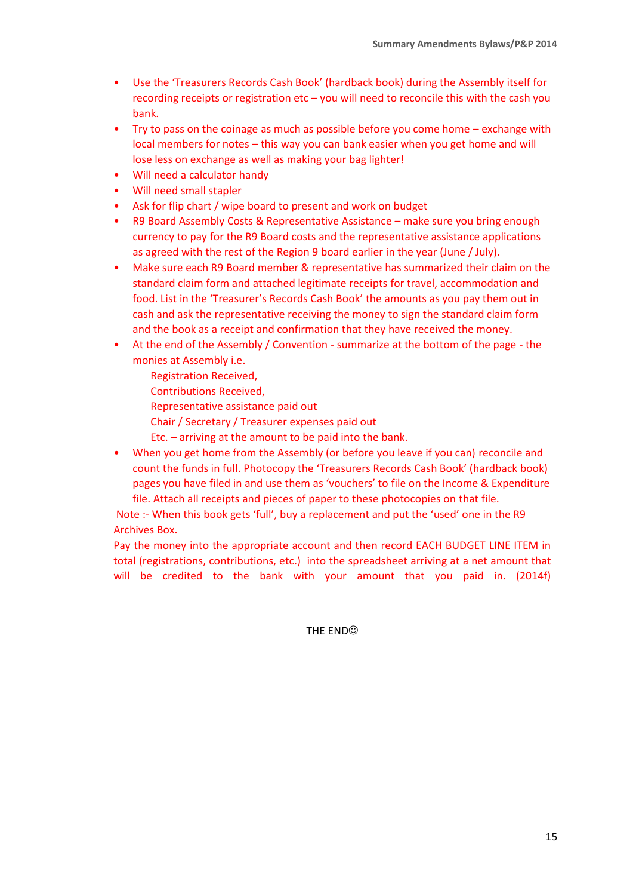- Use the 'Treasurers Records Cash Book' (hardback book) during the Assembly itself for recording receipts or registration etc – you will need to reconcile this with the cash you bank.
- Try to pass on the coinage as much as possible before you come home – exchange with local members for notes – this way you can bank easier when you get home and will lose less on exchange as well as making your bag lighter!
- Will need a calculator handy
- Will need small stapler
- Ask for flip chart / wipe board to present and work on budget
- R9 Board Assembly Costs & Representative Assistance – make sure you bring enough currency to pay for the R9 Board costs and the representative assistance applications as agreed with the rest of the Region 9 board earlier in the year (June / July).
- Make sure each R9 Board member & representative has summarized their claim on the standard claim form and attached legitimate receipts for travel, accommodation and food. List in the 'Treasurer's Records Cash Book' the amounts as you pay them out in cash and ask the representative receiving the money to sign the standard claim form and the book as a receipt and confirmation that they have received the money.
- At the end of the Assembly / Convention - summarize at the bottom of the page - the monies at Assembly i.e.

  Registration Received,
  Contributions Received,
  Representative assistance paid out
  Chair / Secretary / Treasurer expenses paid out
  Etc. – arriving at the amount to be paid into the bank.
- When you get home from the Assembly (or before you leave if you can) reconcile and count the funds in full. Photocopy the 'Treasurers Records Cash Book' (hardback book) pages you have filed in and use them as 'vouchers' to file on the Income & Expenditure file. Attach all receipts and pieces of paper to these photocopies on that file.

Note :- When this book gets 'full', buy a replacement and put the 'used' one in the R9 Archives Box.

Pay the money into the appropriate account and then record EACH BUDGET LINE ITEM in total (registrations, contributions, etc.) into the spreadsheet arriving at a net amount that will be credited to the bank with your amount that you paid in. (2014f)

THE END☺